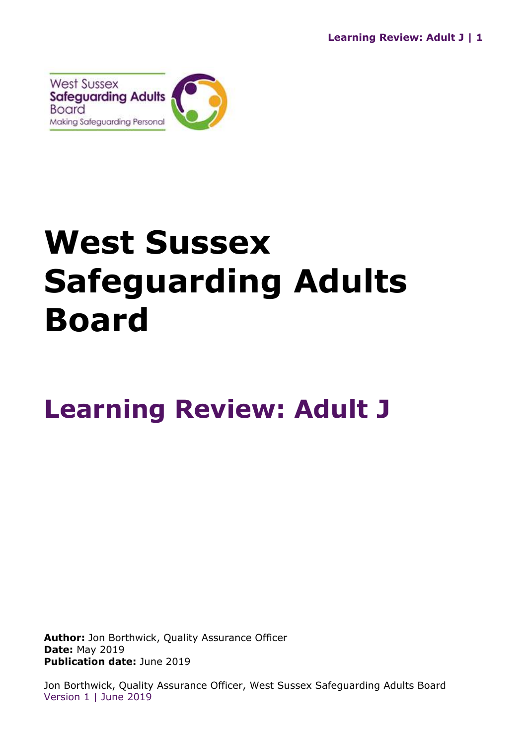West Sussex
Safeguarding Adults
Board
Making Safeguarding Personal

# West Sussex Safeguarding Adults Board

## Learning Review: Adult J

**Author:** Jon Borthwick, Quality Assurance Officer
**Date:** May 2019
**Publication date:** June 2019

Jon Borthwick, Quality Assurance Officer, West Sussex Safeguarding Adults Board
Version 1 | June 2019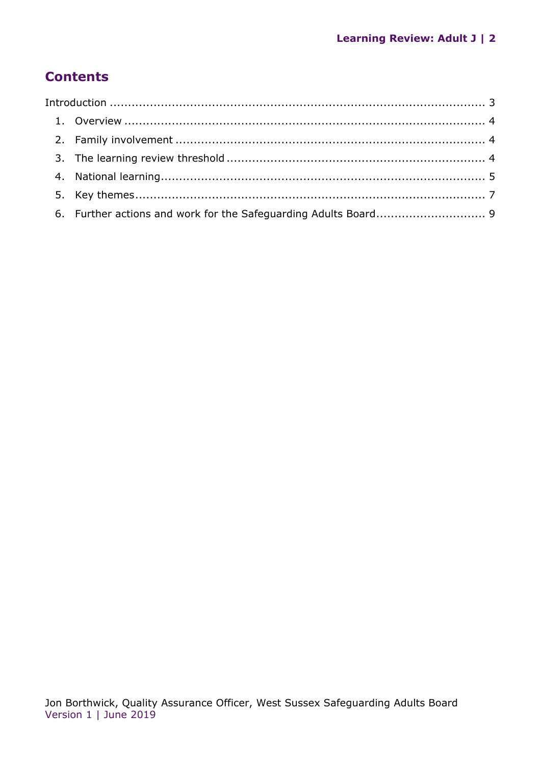## Contents

Introduction ........................................................................................................ 3

1. Overview ..................................................................................................... 4
2. Family involvement ...................................................................................... 4
3. The learning review threshold ....................................................................... 4
4. National learning.......................................................................................... 5
5. Key themes.................................................................................................. 7
6. Further actions and work for the Safeguarding Adults Board............................. 9

Jon Borthwick, Quality Assurance Officer, West Sussex Safeguarding Adults Board
Version 1 | June 2019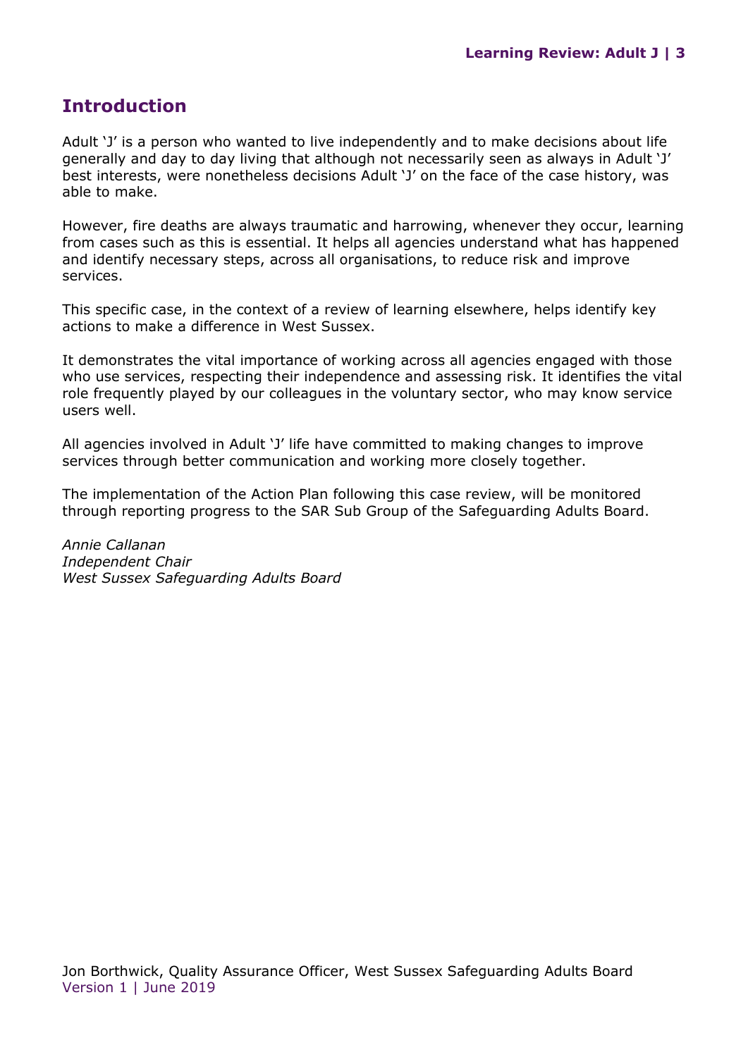## Introduction

Adult 'J' is a person who wanted to live independently and to make decisions about life generally and day to day living that although not necessarily seen as always in Adult 'J' best interests, were nonetheless decisions Adult 'J' on the face of the case history, was able to make.

However, fire deaths are always traumatic and harrowing, whenever they occur, learning from cases such as this is essential. It helps all agencies understand what has happened and identify necessary steps, across all organisations, to reduce risk and improve services.

This specific case, in the context of a review of learning elsewhere, helps identify key actions to make a difference in West Sussex.

It demonstrates the vital importance of working across all agencies engaged with those who use services, respecting their independence and assessing risk. It identifies the vital role frequently played by our colleagues in the voluntary sector, who may know service users well.

All agencies involved in Adult 'J' life have committed to making changes to improve services through better communication and working more closely together.

The implementation of the Action Plan following this case review, will be monitored through reporting progress to the SAR Sub Group of the Safeguarding Adults Board.

*Annie Callanan*
*Independent Chair*
*West Sussex Safeguarding Adults Board*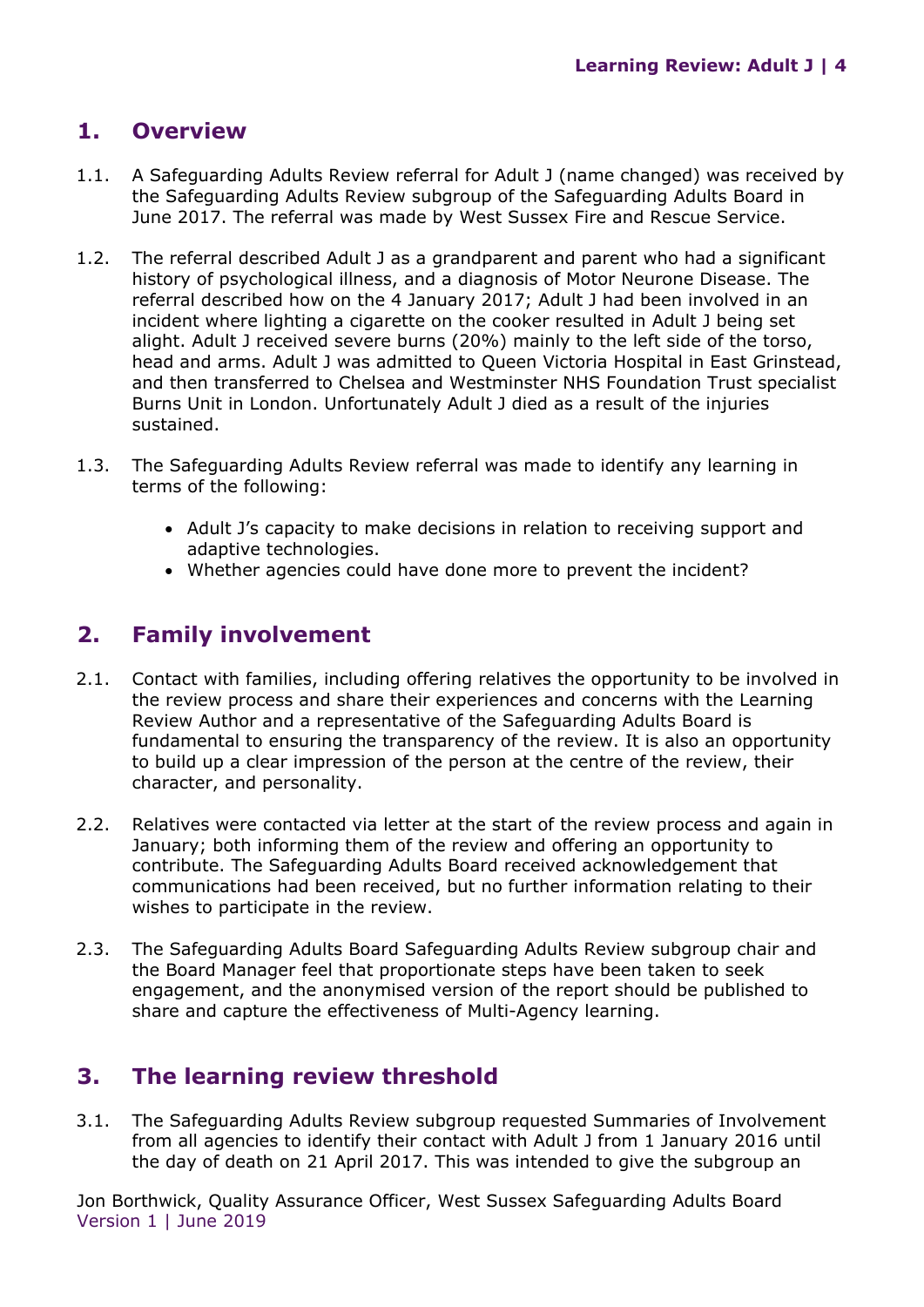## 1. Overview

1.1. A Safeguarding Adults Review referral for Adult J (name changed) was received by the Safeguarding Adults Review subgroup of the Safeguarding Adults Board in June 2017. The referral was made by West Sussex Fire and Rescue Service.

1.2. The referral described Adult J as a grandparent and parent who had a significant history of psychological illness, and a diagnosis of Motor Neurone Disease. The referral described how on the 4 January 2017; Adult J had been involved in an incident where lighting a cigarette on the cooker resulted in Adult J being set alight. Adult J received severe burns (20%) mainly to the left side of the torso, head and arms. Adult J was admitted to Queen Victoria Hospital in East Grinstead, and then transferred to Chelsea and Westminster NHS Foundation Trust specialist Burns Unit in London. Unfortunately Adult J died as a result of the injuries sustained.

1.3. The Safeguarding Adults Review referral was made to identify any learning in terms of the following:

- Adult J's capacity to make decisions in relation to receiving support and adaptive technologies.
- Whether agencies could have done more to prevent the incident?

## 2. Family involvement

2.1. Contact with families, including offering relatives the opportunity to be involved in the review process and share their experiences and concerns with the Learning Review Author and a representative of the Safeguarding Adults Board is fundamental to ensuring the transparency of the review. It is also an opportunity to build up a clear impression of the person at the centre of the review, their character, and personality.

2.2. Relatives were contacted via letter at the start of the review process and again in January; both informing them of the review and offering an opportunity to contribute. The Safeguarding Adults Board received acknowledgement that communications had been received, but no further information relating to their wishes to participate in the review.

2.3. The Safeguarding Adults Board Safeguarding Adults Review subgroup chair and the Board Manager feel that proportionate steps have been taken to seek engagement, and the anonymised version of the report should be published to share and capture the effectiveness of Multi-Agency learning.

## 3. The learning review threshold

3.1. The Safeguarding Adults Review subgroup requested Summaries of Involvement from all agencies to identify their contact with Adult J from 1 January 2016 until the day of death on 21 April 2017. This was intended to give the subgroup an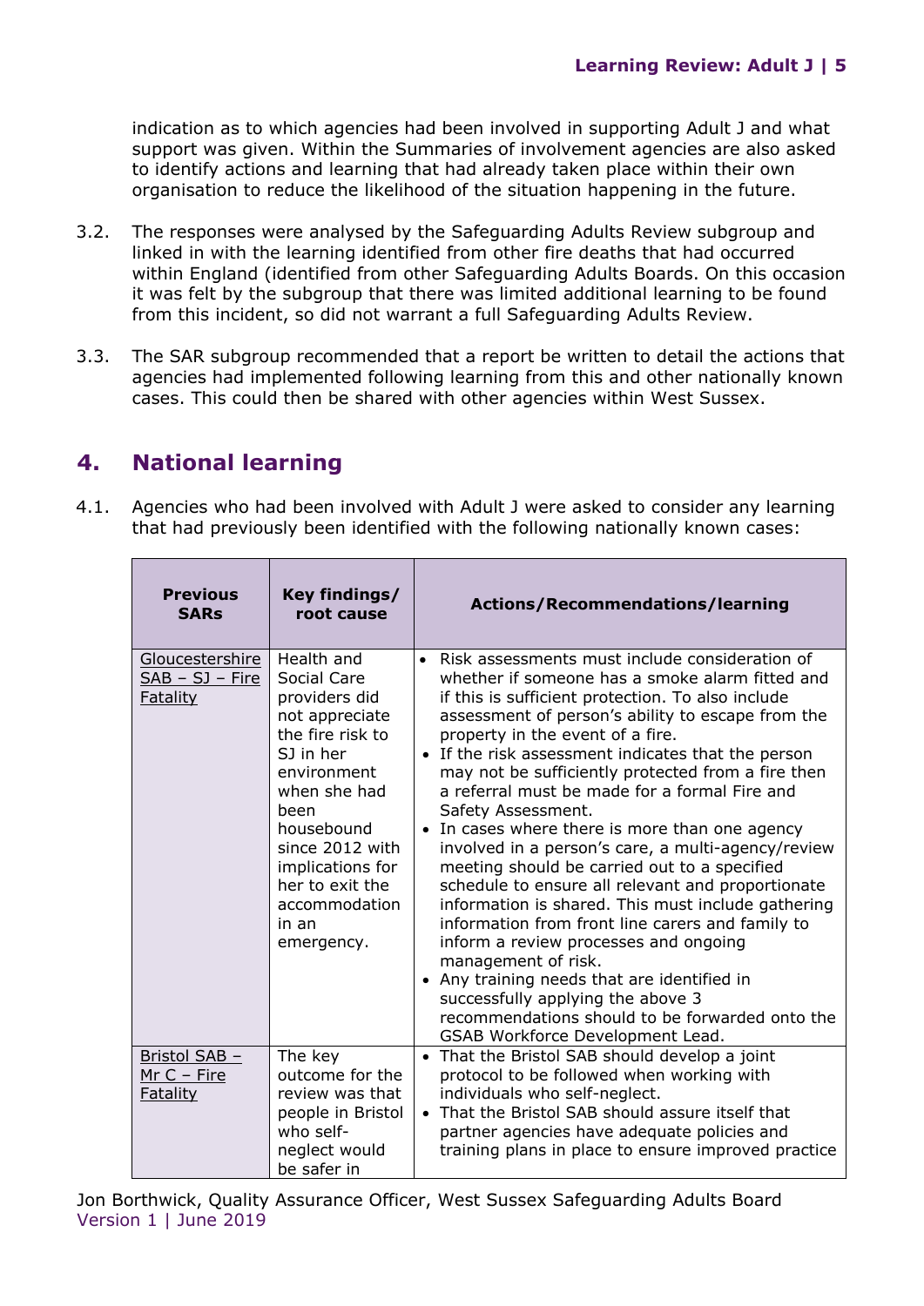indication as to which agencies had been involved in supporting Adult J and what support was given. Within the Summaries of involvement agencies are also asked to identify actions and learning that had already taken place within their own organisation to reduce the likelihood of the situation happening in the future.

3.2. The responses were analysed by the Safeguarding Adults Review subgroup and linked in with the learning identified from other fire deaths that had occurred within England (identified from other Safeguarding Adults Boards. On this occasion it was felt by the subgroup that there was limited additional learning to be found from this incident, so did not warrant a full Safeguarding Adults Review.

3.3. The SAR subgroup recommended that a report be written to detail the actions that agencies had implemented following learning from this and other nationally known cases. This could then be shared with other agencies within West Sussex.

## 4. National learning

4.1. Agencies who had been involved with Adult J were asked to consider any learning that had previously been identified with the following nationally known cases:

| Previous SARs | Key findings/ root cause | Actions/Recommendations/learning |
|---|---|---|
| Gloucestershire SAB – SJ – Fire Fatality | Health and Social Care providers did not appreciate the fire risk to SJ in her environment when she had been housebound since 2012 with implications for her to exit the accommodation in an emergency. | • Risk assessments must include consideration of whether if someone has a smoke alarm fitted and if this is sufficient protection. To also include assessment of person's ability to escape from the property in the event of a fire.<br>• If the risk assessment indicates that the person may not be sufficiently protected from a fire then a referral must be made for a formal Fire and Safety Assessment.<br>• In cases where there is more than one agency involved in a person's care, a multi-agency/review meeting should be carried out to a specified schedule to ensure all relevant and proportionate information is shared. This must include gathering information from front line carers and family to inform a review processes and ongoing management of risk.<br>• Any training needs that are identified in successfully applying the above 3 recommendations should to be forwarded onto the GSAB Workforce Development Lead. |
| Bristol SAB – Mr C – Fire Fatality | The key outcome for the review was that people in Bristol who self-neglect would be safer in | • That the Bristol SAB should develop a joint protocol to be followed when working with individuals who self-neglect.<br>• That the Bristol SAB should assure itself that partner agencies have adequate policies and training plans in place to ensure improved practice |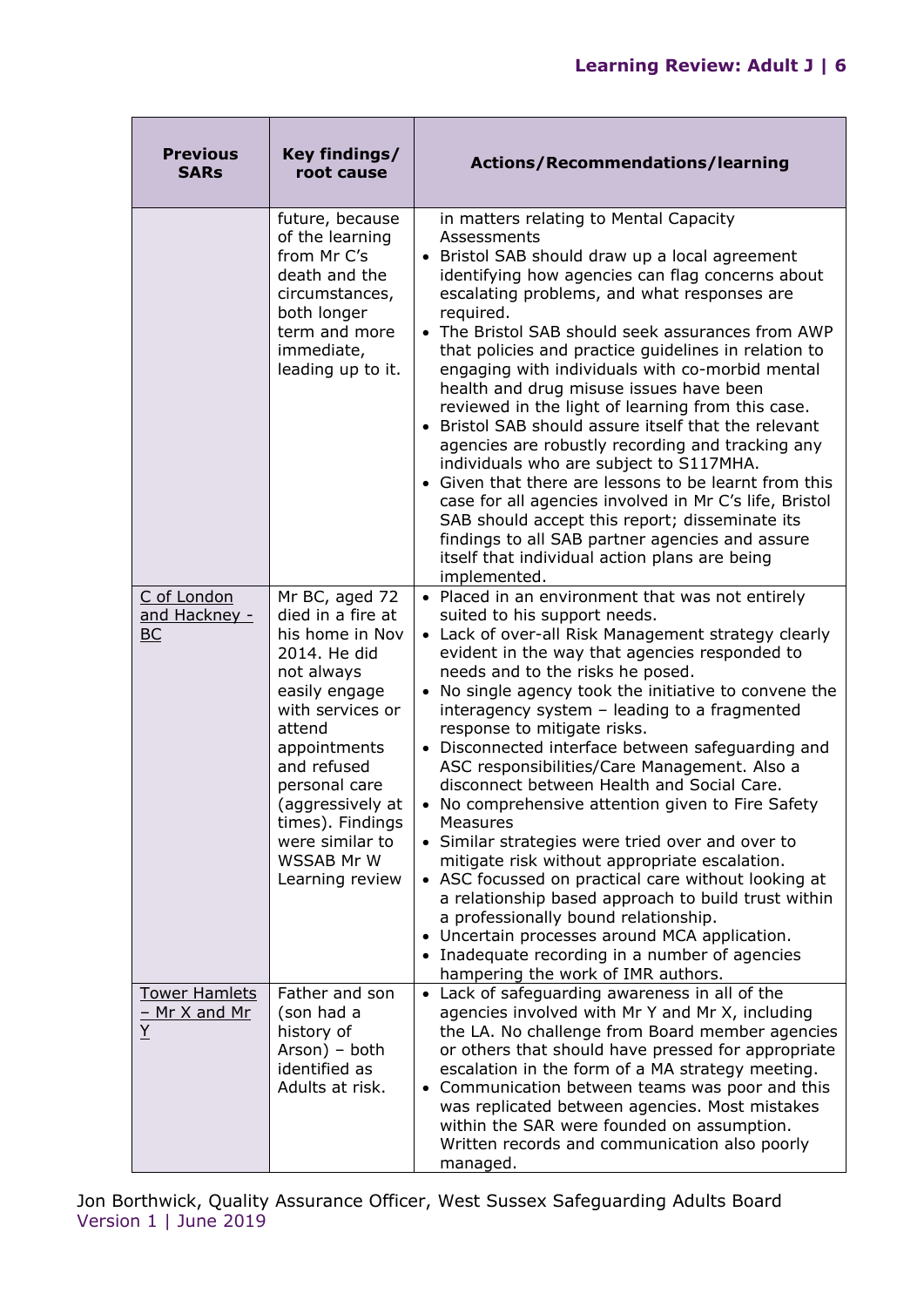| Previous SARs | Key findings/ root cause | Actions/Recommendations/learning |
|---|---|---|
| | future, because of the learning from Mr C's death and the circumstances, both longer term and more immediate, leading up to it. | in matters relating to Mental Capacity Assessments<br>• Bristol SAB should draw up a local agreement identifying how agencies can flag concerns about escalating problems, and what responses are required.<br>• The Bristol SAB should seek assurances from AWP that policies and practice guidelines in relation to engaging with individuals with co-morbid mental health and drug misuse issues have been reviewed in the light of learning from this case.<br>• Bristol SAB should assure itself that the relevant agencies are robustly recording and tracking any individuals who are subject to S117MHA.<br>• Given that there are lessons to be learnt from this case for all agencies involved in Mr C's life, Bristol SAB should accept this report; disseminate its findings to all SAB partner agencies and assure itself that individual action plans are being implemented. |
| C of London and Hackney - BC | Mr BC, aged 72 died in a fire at his home in Nov 2014. He did not always easily engage with services or attend appointments and refused personal care (aggressively at times). Findings were similar to WSSAB Mr W Learning review | • Placed in an environment that was not entirely suited to his support needs.<br>• Lack of over-all Risk Management strategy clearly evident in the way that agencies responded to needs and to the risks he posed.<br>• No single agency took the initiative to convene the interagency system – leading to a fragmented response to mitigate risks.<br>• Disconnected interface between safeguarding and ASC responsibilities/Care Management. Also a disconnect between Health and Social Care.<br>• No comprehensive attention given to Fire Safety Measures<br>• Similar strategies were tried over and over to mitigate risk without appropriate escalation.<br>• ASC focussed on practical care without looking at a relationship based approach to build trust within a professionally bound relationship.<br>• Uncertain processes around MCA application.<br>• Inadequate recording in a number of agencies hampering the work of IMR authors. |
| Tower Hamlets – Mr X and Mr Y | Father and son (son had a history of Arson) – both identified as Adults at risk. | • Lack of safeguarding awareness in all of the agencies involved with Mr Y and Mr X, including the LA. No challenge from Board member agencies or others that should have pressed for appropriate escalation in the form of a MA strategy meeting.<br>• Communication between teams was poor and this was replicated between agencies. Most mistakes within the SAR were founded on assumption. Written records and communication also poorly managed. |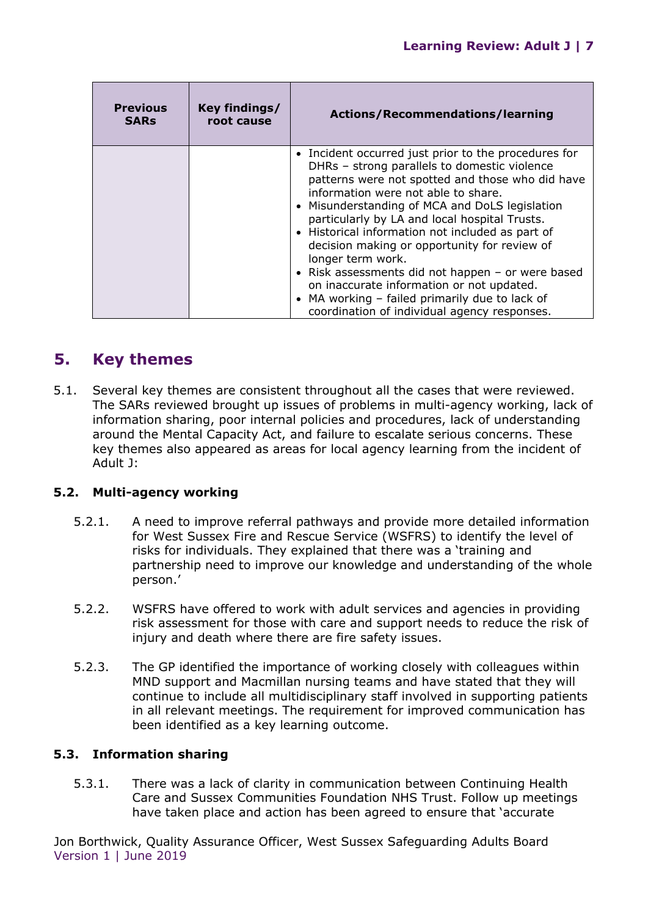| Previous SARs | Key findings/ root cause | Actions/Recommendations/learning |
| --- | --- | --- |
| | | • Incident occurred just prior to the procedures for DHRs – strong parallels to domestic violence patterns were not spotted and those who did have information were not able to share.<br>• Misunderstanding of MCA and DoLS legislation particularly by LA and local hospital Trusts.<br>• Historical information not included as part of decision making or opportunity for review of longer term work.<br>• Risk assessments did not happen – or were based on inaccurate information or not updated.<br>• MA working – failed primarily due to lack of coordination of individual agency responses. |

## 5. Key themes

5.1. Several key themes are consistent throughout all the cases that were reviewed. The SARs reviewed brought up issues of problems in multi-agency working, lack of information sharing, poor internal policies and procedures, lack of understanding around the Mental Capacity Act, and failure to escalate serious concerns. These key themes also appeared as areas for local agency learning from the incident of Adult J:

### 5.2. Multi-agency working

5.2.1. A need to improve referral pathways and provide more detailed information for West Sussex Fire and Rescue Service (WSFRS) to identify the level of risks for individuals. They explained that there was a 'training and partnership need to improve our knowledge and understanding of the whole person.'

5.2.2. WSFRS have offered to work with adult services and agencies in providing risk assessment for those with care and support needs to reduce the risk of injury and death where there are fire safety issues.

5.2.3. The GP identified the importance of working closely with colleagues within MND support and Macmillan nursing teams and have stated that they will continue to include all multidisciplinary staff involved in supporting patients in all relevant meetings. The requirement for improved communication has been identified as a key learning outcome.

### 5.3. Information sharing

5.3.1. There was a lack of clarity in communication between Continuing Health Care and Sussex Communities Foundation NHS Trust. Follow up meetings have taken place and action has been agreed to ensure that 'accurate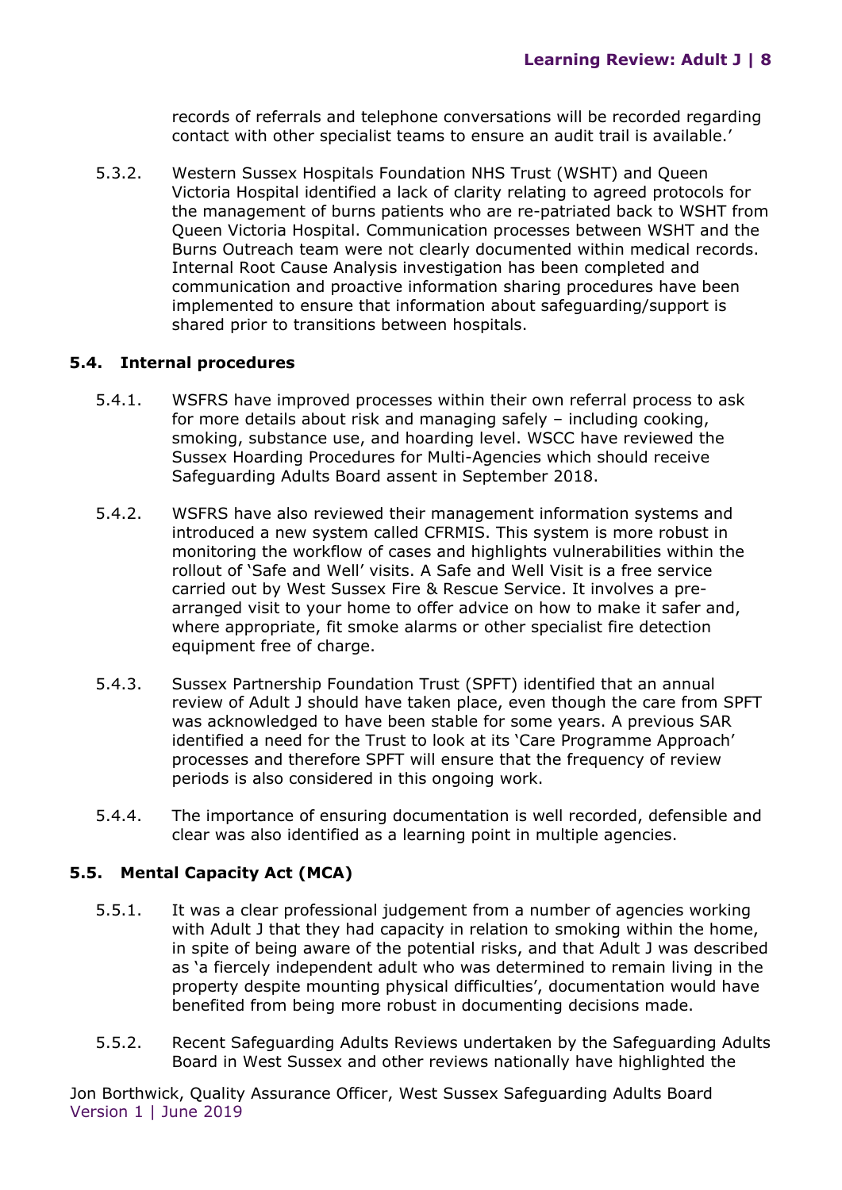records of referrals and telephone conversations will be recorded regarding contact with other specialist teams to ensure an audit trail is available.'

5.3.2. Western Sussex Hospitals Foundation NHS Trust (WSHT) and Queen Victoria Hospital identified a lack of clarity relating to agreed protocols for the management of burns patients who are re-patriated back to WSHT from Queen Victoria Hospital. Communication processes between WSHT and the Burns Outreach team were not clearly documented within medical records. Internal Root Cause Analysis investigation has been completed and communication and proactive information sharing procedures have been implemented to ensure that information about safeguarding/support is shared prior to transitions between hospitals.

### 5.4. Internal procedures

5.4.1. WSFRS have improved processes within their own referral process to ask for more details about risk and managing safely – including cooking, smoking, substance use, and hoarding level. WSCC have reviewed the Sussex Hoarding Procedures for Multi-Agencies which should receive Safeguarding Adults Board assent in September 2018.

5.4.2. WSFRS have also reviewed their management information systems and introduced a new system called CFRMIS. This system is more robust in monitoring the workflow of cases and highlights vulnerabilities within the rollout of 'Safe and Well' visits. A Safe and Well Visit is a free service carried out by West Sussex Fire & Rescue Service. It involves a pre-arranged visit to your home to offer advice on how to make it safer and, where appropriate, fit smoke alarms or other specialist fire detection equipment free of charge.

5.4.3. Sussex Partnership Foundation Trust (SPFT) identified that an annual review of Adult J should have taken place, even though the care from SPFT was acknowledged to have been stable for some years. A previous SAR identified a need for the Trust to look at its 'Care Programme Approach' processes and therefore SPFT will ensure that the frequency of review periods is also considered in this ongoing work.

5.4.4. The importance of ensuring documentation is well recorded, defensible and clear was also identified as a learning point in multiple agencies.

### 5.5. Mental Capacity Act (MCA)

5.5.1. It was a clear professional judgement from a number of agencies working with Adult J that they had capacity in relation to smoking within the home, in spite of being aware of the potential risks, and that Adult J was described as 'a fiercely independent adult who was determined to remain living in the property despite mounting physical difficulties', documentation would have benefited from being more robust in documenting decisions made.

5.5.2. Recent Safeguarding Adults Reviews undertaken by the Safeguarding Adults Board in West Sussex and other reviews nationally have highlighted the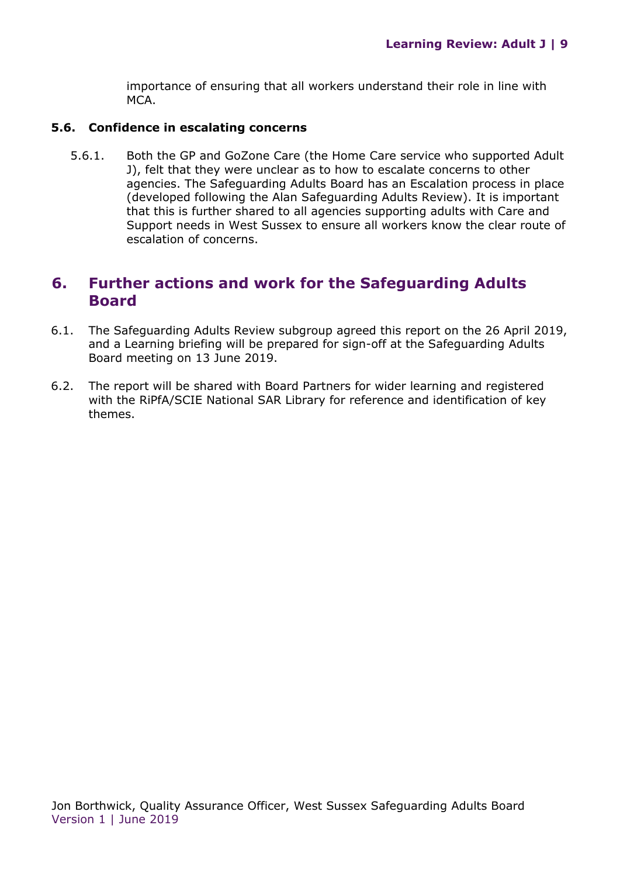importance of ensuring that all workers understand their role in line with MCA.

### 5.6. Confidence in escalating concerns

5.6.1. Both the GP and GoZone Care (the Home Care service who supported Adult J), felt that they were unclear as to how to escalate concerns to other agencies. The Safeguarding Adults Board has an Escalation process in place (developed following the Alan Safeguarding Adults Review). It is important that this is further shared to all agencies supporting adults with Care and Support needs in West Sussex to ensure all workers know the clear route of escalation of concerns.

## 6. Further actions and work for the Safeguarding Adults Board

6.1. The Safeguarding Adults Review subgroup agreed this report on the 26 April 2019, and a Learning briefing will be prepared for sign-off at the Safeguarding Adults Board meeting on 13 June 2019.

6.2. The report will be shared with Board Partners for wider learning and registered with the RiPfA/SCIE National SAR Library for reference and identification of key themes.

Jon Borthwick, Quality Assurance Officer, West Sussex Safeguarding Adults Board
Version 1 | June 2019